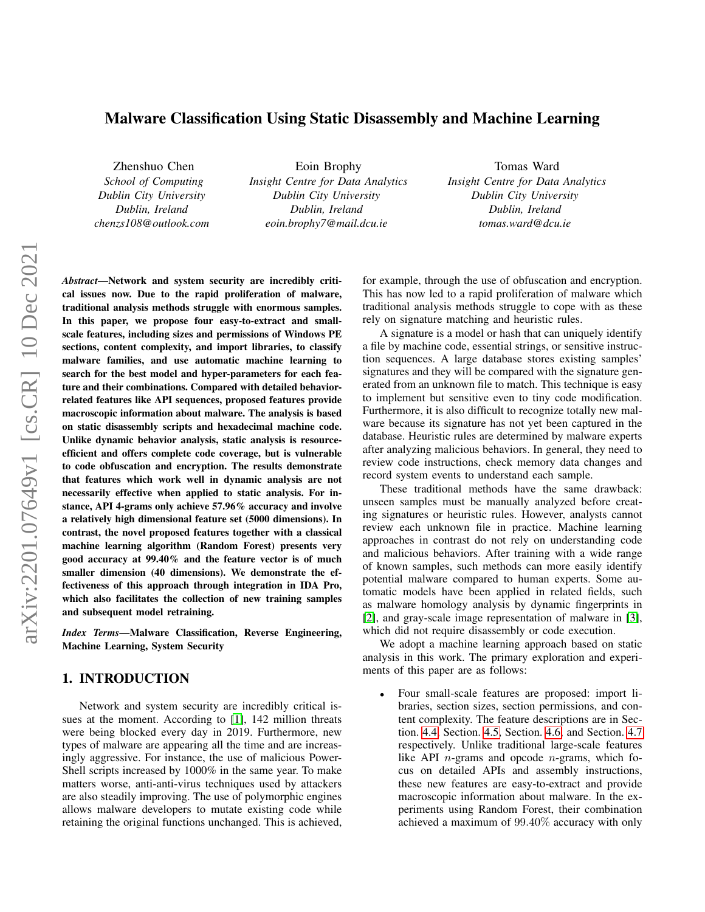# Malware Classification Using Static Disassembly and Machine Learning

Zhenshuo Chen
*School of Computing*
*Dublin City University*
*Dublin, Ireland*
*chenzs108@outlook.com*

Eoin Brophy
*Insight Centre for Data Analytics*
*Dublin City University*
*Dublin, Ireland*
*eoin.brophy7@mail.dcu.ie*

Tomas Ward
*Insight Centre for Data Analytics*
*Dublin City University*
*Dublin, Ireland*
*tomas.ward@dcu.ie*

***Abstract*—Network and system security are incredibly critical issues now. Due to the rapid proliferation of malware, traditional analysis methods struggle with enormous samples. In this paper, we propose four easy-to-extract and small-scale features, including sizes and permissions of Windows PE sections, content complexity, and import libraries, to classify malware families, and use automatic machine learning to search for the best model and hyper-parameters for each feature and their combinations. Compared with detailed behavior-related features like API sequences, proposed features provide macroscopic information about malware. The analysis is based on static disassembly scripts and hexadecimal machine code. Unlike dynamic behavior analysis, static analysis is resource-efficient and offers complete code coverage, but is vulnerable to code obfuscation and encryption. The results demonstrate that features which work well in dynamic analysis are not necessarily effective when applied to static analysis. For instance, API 4-grams only achieve 57.96% accuracy and involve a relatively high dimensional feature set (5000 dimensions). In contrast, the novel proposed features together with a classical machine learning algorithm (Random Forest) presents very good accuracy at 99.40% and the feature vector is of much smaller dimension (40 dimensions). We demonstrate the effectiveness of this approach through integration in IDA Pro, which also facilitates the collection of new training samples and subsequent model retraining.**

***Index Terms*—Malware Classification, Reverse Engineering, Machine Learning, System Security**

## 1. INTRODUCTION

Network and system security are incredibly critical issues at the moment. According to [1], 142 million threats were being blocked every day in 2019. Furthermore, new types of malware are appearing all the time and are increasingly aggressive. For instance, the use of malicious PowerShell scripts increased by 1000% in the same year. To make matters worse, anti-anti-virus techniques used by attackers are also steadily improving. The use of polymorphic engines allows malware developers to mutate existing code while retaining the original functions unchanged. This is achieved, for example, through the use of obfuscation and encryption. This has now led to a rapid proliferation of malware which traditional analysis methods struggle to cope with as these rely on signature matching and heuristic rules.

A signature is a model or hash that can uniquely identify a file by machine code, essential strings, or sensitive instruction sequences. A large database stores existing samples' signatures and they will be compared with the signature generated from an unknown file to match. This technique is easy to implement but sensitive even to tiny code modification. Furthermore, it is also difficult to recognize totally new malware because its signature has not yet been captured in the database. Heuristic rules are determined by malware experts after analyzing malicious behaviors. In general, they need to review code instructions, check memory data changes and record system events to understand each sample.

These traditional methods have the same drawback: unseen samples must be manually analyzed before creating signatures or heuristic rules. However, analysts cannot review each unknown file in practice. Machine learning approaches in contrast do not rely on understanding code and malicious behaviors. After training with a wide range of known samples, such methods can more easily identify potential malware compared to human experts. Some automatic models have been applied in related fields, such as malware homology analysis by dynamic fingerprints in [2], and gray-scale image representation of malware in [3], which did not require disassembly or code execution.

We adopt a machine learning approach based on static analysis in this work. The primary exploration and experiments of this paper are as follows:

- Four small-scale features are proposed: import libraries, section sizes, section permissions, and content complexity. The feature descriptions are in Section. 4.4, Section. 4.5, Section. 4.6, and Section. 4.7 respectively. Unlike traditional large-scale features like API $n$-grams and opcode $n$-grams, which focus on detailed APIs and assembly instructions, these new features are easy-to-extract and provide macroscopic information about malware. In the experiments using Random Forest, their combination achieved a maximum of $99.40\%$ accuracy with only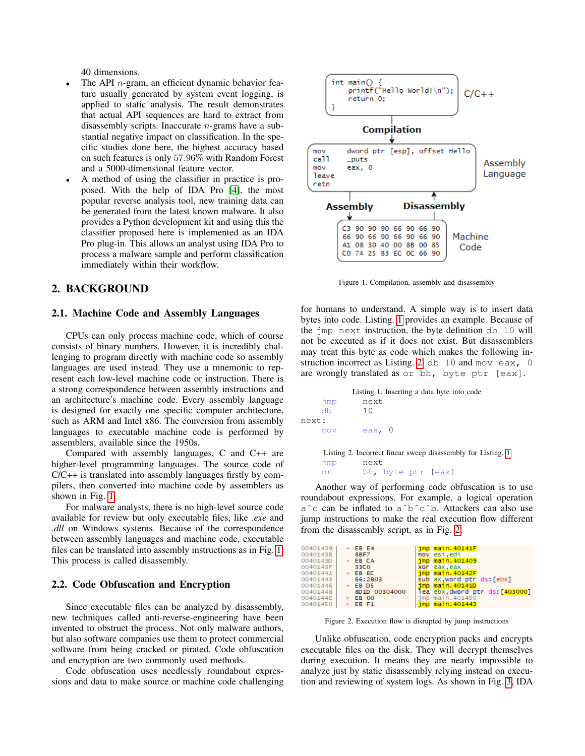40 dimensions.

- The API $n$-gram, an efficient dynamic behavior feature usually generated by system event logging, is applied to static analysis. The result demonstrates that actual API sequences are hard to extract from disassembly scripts. Inaccurate $n$-grams have a substantial negative impact on classification. In the specific studies done here, the highest accuracy based on such features is only 57.96% with Random Forest and a 5000-dimensional feature vector.
- A method of using the classifier in practice is proposed. With the help of IDA Pro [4], the most popular reverse analysis tool, new training data can be generated from the latest known malware. It also provides a Python development kit and using this the classifier proposed here is implemented as an IDA Pro plug-in. This allows an analyst using IDA Pro to process a malware sample and perform classification immediately within their workflow.

## 2. BACKGROUND

### 2.1. Machine Code and Assembly Languages

CPUs can only process machine code, which of course consists of binary numbers. However, it is incredibly challenging to program directly with machine code so assembly languages are used instead. They use a mnemonic to represent each low-level machine code or instruction. There is a strong correspondence between assembly instructions and an architecture's machine code. Every assembly language is designed for exactly one specific computer architecture, such as ARM and Intel x86. The conversion from assembly languages to executable machine code is performed by assemblers, available since the 1950s.

Compared with assembly languages, C and C++ are higher-level programming languages. The source code of C/C++ is translated into assembly languages firstly by compilers, then converted into machine code by assemblers as shown in Fig. 1.

For malware analysts, there is no high-level source code available for review but only executable files, like *.exe* and *.dll* on Windows systems. Because of the correspondence between assembly languages and machine code, executable files can be translated into assembly instructions as in Fig. 1. This process is called disassembly.

```
int main() {
    printf("Hello World!\n");
    return 0;
}
```
C/C++

Compilation

```
mov     dword ptr [esp], offset Hello
call    _puts
mov     eax, 0
leave
retn
```
Assembly Language

Assembly / Disassembly

```
C3 90 90 90 66 90 66 90
66 90 66 90 66 90 66 90
A1 08 30 40 00 8B 00 85
C0 74 25 83 EC 0C 66 90
```
Machine Code

Figure 1. Compilation, assembly and disassembly

### 2.2. Code Obfuscation and Encryption

Since executable files can be analyzed by disassembly, new techniques called anti-reverse-engineering have been invented to obstruct the process. Not only malware authors, but also software companies use them to protect commercial software from being cracked or pirated. Code obfuscation and encryption are two commonly used methods.

Code obfuscation uses needlessly roundabout expressions and data to make source or machine code challenging for humans to understand. A simple way is to insert data bytes into code. Listing. 1 provides an example. Because of the `jmp next` instruction, the byte definition `db 10` will not be executed as if it does not exist. But disassemblers may treat this byte as code which makes the following instruction incorrect as Listing. 2. `db 10` and `mov eax, 0` are wrongly translated as `or bh, byte ptr [eax]`.

Listing 1. Inserting a data byte into code

```
    jmp     next
    db      10
next:
    mov     eax, 0
```

Listing 2. Incorrect linear sweep disassembly for Listing. 1

```
    jmp     next
    or      bh, byte ptr [eax]
```

Another way of performing code obfuscation is to use roundabout expressions. For example, a logical operation `a^c` can be inflated to `a^b^c^b`. Attackers can also use jump instructions to make the real execution flow different from the disassembly script, as in Fig. 2.

```
00401439   ^ EB E4              jmp main.40141F
0040143B     8BF7               mov esi,edi
0040143D   ^ EB CA              jmp main.401409
0040143F     33C0               xor eax,eax
00401441   ^ EB EC              jmp main.40142F
00401443     66:2B03            sub ax,word ptr ds:[ebx]
00401446   ^ EB D5              jmp main.40141D
00401448     8D1D 00304000      lea ebx,dword ptr ds:[403000]
0040144E   v EB 00              jmp main.401450
00401450   ^ EB F1              jmp main.401443
```

Figure 2. Execution flow is disrupted by jump instructions

Unlike obfuscation, code encryption packs and encrypts executable files on the disk. They will decrypt themselves during execution. It means they are nearly impossible to analyze just by static disassembly relying instead on execution and reviewing of system logs. As shown in Fig. 3, IDA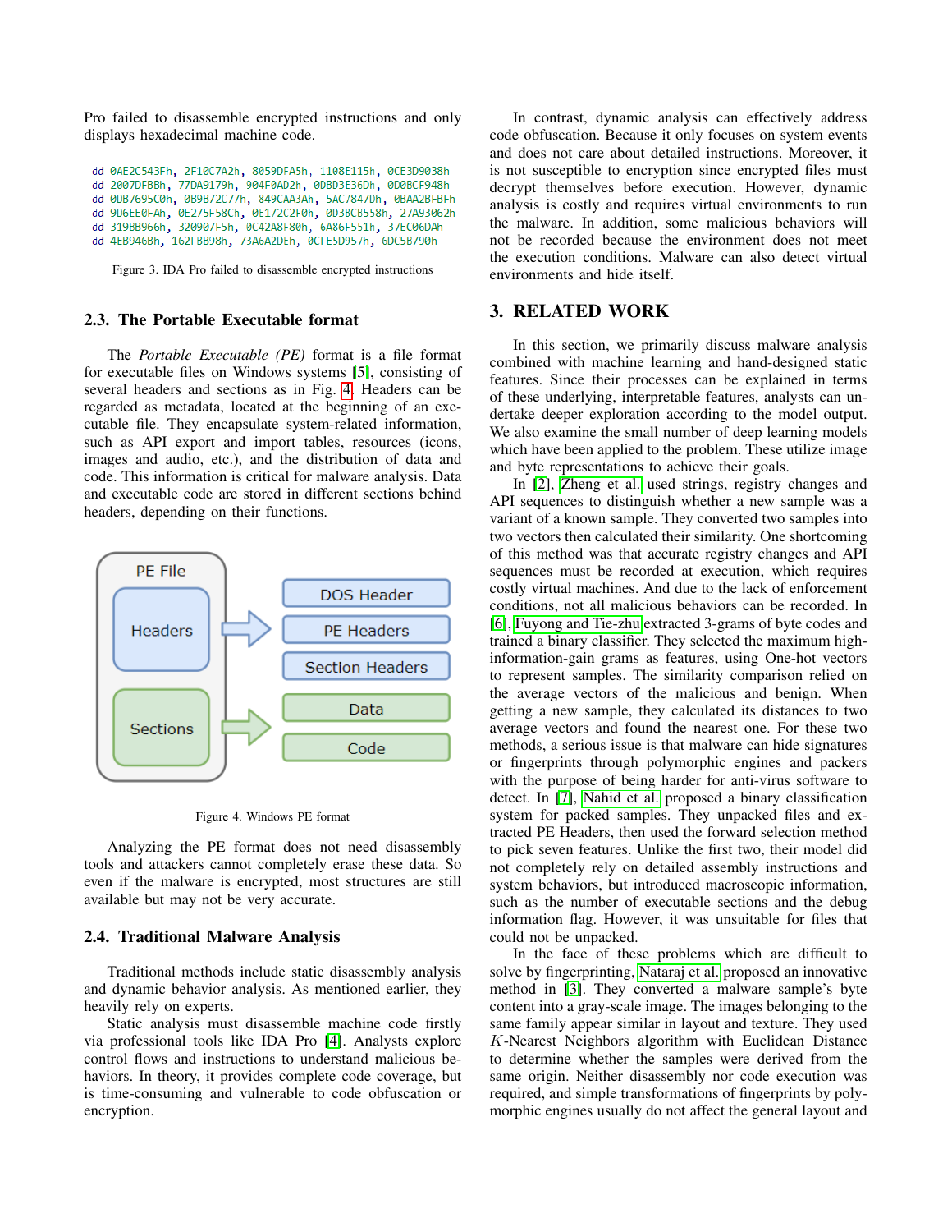Pro failed to disassemble encrypted instructions and only displays hexadecimal machine code.

```
dd 0AE2C543Fh, 2F10C7A2h, 8059DFA5h, 1108E115h, 0CE3D9038h
dd 2007DFBBh, 77DA9179h, 904F0AD2h, 0DBD3E36Dh, 0D0BCF948h
dd 0DB7695C0h, 0B9B72C77h, 849CAA3Ah, 5AC7847Dh, 0BAA2BFBFh
dd 9D6EE0FAh, 0E275F58Ch, 0E172C2F0h, 0D3BCB558h, 27A93062h
dd 319BB966h, 320907F5h, 0C42A8F80h, 6A86F551h, 37EC06DAh
dd 4EB946Bh, 162FBB98h, 73A6A2DEh, 0CFE5D957h, 6DC5B790h
```

Figure 3. IDA Pro failed to disassemble encrypted instructions

### 2.3. The Portable Executable format

The *Portable Executable (PE)* format is a file format for executable files on Windows systems [5], consisting of several headers and sections as in Fig. 4. Headers can be regarded as metadata, located at the beginning of an executable file. They encapsulate system-related information, such as API export and import tables, resources (icons, images and audio, etc.), and the distribution of data and code. This information is critical for malware analysis. Data and executable code are stored in different sections behind headers, depending on their functions.

Figure 4. Windows PE format

Analyzing the PE format does not need disassembly tools and attackers cannot completely erase these data. So even if the malware is encrypted, most structures are still available but may not be very accurate.

### 2.4. Traditional Malware Analysis

Traditional methods include static disassembly analysis and dynamic behavior analysis. As mentioned earlier, they heavily rely on experts.

Static analysis must disassemble machine code firstly via professional tools like IDA Pro [4]. Analysts explore control flows and instructions to understand malicious behaviors. In theory, it provides complete code coverage, but is time-consuming and vulnerable to code obfuscation or encryption.

In contrast, dynamic analysis can effectively address code obfuscation. Because it only focuses on system events and does not care about detailed instructions. Moreover, it is not susceptible to encryption since encrypted files must decrypt themselves before execution. However, dynamic analysis is costly and requires virtual environments to run the malware. In addition, some malicious behaviors will not be recorded because the environment does not meet the execution conditions. Malware can also detect virtual environments and hide itself.

## 3. RELATED WORK

In this section, we primarily discuss malware analysis combined with machine learning and hand-designed static features. Since their processes can be explained in terms of these underlying, interpretable features, analysts can undertake deeper exploration according to the model output. We also examine the small number of deep learning models which have been applied to the problem. These utilize image and byte representations to achieve their goals.

In [2], Zheng et al. used strings, registry changes and API sequences to distinguish whether a new sample was a variant of a known sample. They converted two samples into two vectors then calculated their similarity. One shortcoming of this method was that accurate registry changes and API sequences must be recorded at execution, which requires costly virtual machines. And due to the lack of enforcement conditions, not all malicious behaviors can be recorded. In [6], Fuyong and Tie-zhu extracted 3-grams of byte codes and trained a binary classifier. They selected the maximum high-information-gain grams as features, using One-hot vectors to represent samples. The similarity comparison relied on the average vectors of the malicious and benign. When getting a new sample, they calculated its distances to two average vectors and found the nearest one. For these two methods, a serious issue is that malware can hide signatures or fingerprints through polymorphic engines and packers with the purpose of being harder for anti-virus software to detect. In [7], Nahid et al. proposed a binary classification system for packed samples. They unpacked files and extracted PE Headers, then used the forward selection method to pick seven features. Unlike the first two, their model did not completely rely on detailed assembly instructions and system behaviors, but introduced macroscopic information, such as the number of executable sections and the debug information flag. However, it was unsuitable for files that could not be unpacked.

In the face of these problems which are difficult to solve by fingerprinting, Nataraj et al. proposed an innovative method in [3]. They converted a malware sample's byte content into a gray-scale image. The images belonging to the same family appear similar in layout and texture. They used $K$-Nearest Neighbors algorithm with Euclidean Distance to determine whether the samples were derived from the same origin. Neither disassembly nor code execution was required, and simple transformations of fingerprints by polymorphic engines usually do not affect the general layout and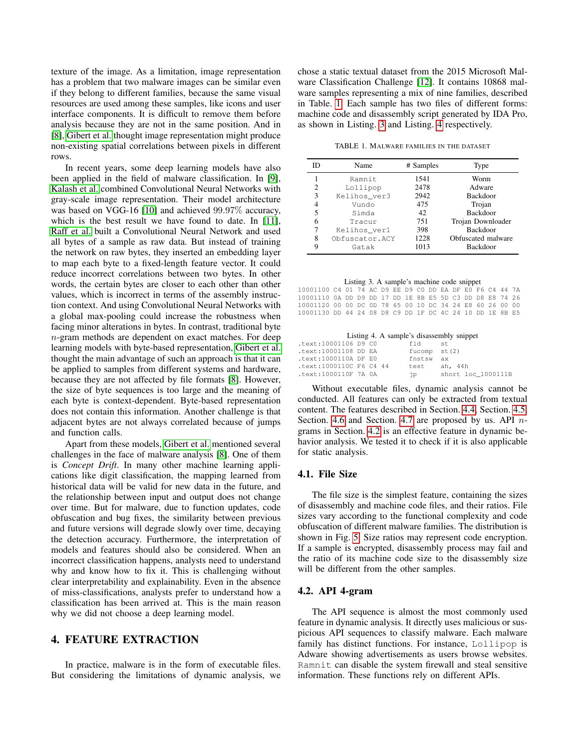texture of the image. As a limitation, image representation has a problem that two malware images can be similar even if they belong to different families, because the same visual resources are used among these samples, like icons and user interface components. It is difficult to remove them before analysis because they are not in the same position. And in [8], Gibert et al. thought image representation might produce non-existing spatial correlations between pixels in different rows.

In recent years, some deep learning models have also been applied in the field of malware classification. In [9], Kalash et al. combined Convolutional Neural Networks with gray-scale image representation. Their model architecture was based on VGG-16 [10] and achieved 99.97% accuracy, which is the best result we have found to date. In [11], Raff et al. built a Convolutional Neural Network and used all bytes of a sample as raw data. But instead of training the network on raw bytes, they inserted an embedding layer to map each byte to a fixed-length feature vector. It could reduce incorrect correlations between two bytes. In other words, the certain bytes are closer to each other than other values, which is incorrect in terms of the assembly instruction context. And using Convolutional Neural Networks with a global max-pooling could increase the robustness when facing minor alterations in bytes. In contrast, traditional byte $n$-gram methods are dependent on exact matches. For deep learning models with byte-based representation, Gibert et al. thought the main advantage of such an approach is that it can be applied to samples from different systems and hardware, because they are not affected by file formats [8]. However, the size of byte sequences is too large and the meaning of each byte is context-dependent. Byte-based representation does not contain this information. Another challenge is that adjacent bytes are not always correlated because of jumps and function calls.

Apart from these models, Gibert et al. mentioned several challenges in the face of malware analysis [8]. One of them is *Concept Drift*. In many other machine learning applications like digit classification, the mapping learned from historical data will be valid for new data in the future, and the relationship between input and output does not change over time. But for malware, due to function updates, code obfuscation and bug fixes, the similarity between previous and future versions will degrade slowly over time, decaying the detection accuracy. Furthermore, the interpretation of models and features should also be considered. When an incorrect classification happens, analysts need to understand why and know how to fix it. This is challenging without clear interpretability and explainability. Even in the absence of miss-classifications, analysts prefer to understand how a classification has been arrived at. This is the main reason why we did not choose a deep learning model.

## 4. FEATURE EXTRACTION

In practice, malware is in the form of executable files. But considering the limitations of dynamic analysis, we chose a static textual dataset from the 2015 Microsoft Malware Classification Challenge [12]. It contains 10868 malware samples representing a mix of nine families, described in Table. 1. Each sample has two files of different forms: machine code and disassembly script generated by IDA Pro, as shown in Listing. 3 and Listing. 4 respectively.

TABLE 1. MALWARE FAMILIES IN THE DATASET

| ID | Name | # Samples | Type |
|---|---|---|---|
| 1 | Ramnit | 1541 | Worm |
| 2 | Lollipop | 2478 | Adware |
| 3 | Kelihos_ver3 | 2942 | Backdoor |
| 4 | Vundo | 475 | Trojan |
| 5 | Simda | 42 | Backdoor |
| 6 | Tracur | 751 | Trojan Downloader |
| 7 | Kelihos_ver1 | 398 | Backdoor |
| 8 | Obfuscator.ACY | 1228 | Obfuscated malware |
| 9 | Gatak | 1013 | Backdoor |

Listing 3. A sample's machine code snippet

```
10001100 C4 01 74 AC D9 EE D9 C0 DD EA DF E0 F6 C4 44 7A
10001110 0A DD D9 DD 17 DD 1E 8B E5 5D C3 DD D8 E8 74 26
10001120 00 00 DC 0D 78 65 00 10 DC 34 24 E8 60 26 00 00
10001130 DD 44 24 08 D8 C9 DD 1F DC 4C 24 10 DD 1E 8B E5
```

Listing 4. A sample's disassembly snippet

```
.text:10001106 D9 C0          fld     st
.text:10001108 DD EA          fucomp  st(2)
.text:1000110A DF E0          fnstsw  ax
.text:1000110C F6 C4 44       test    ah, 44h
.text:1000110F 7A 0A          jp      short loc_1000111B
```

Without executable files, dynamic analysis cannot be conducted. All features can only be extracted from textual content. The features described in Section. 4.4, Section. 4.5, Section. 4.6 and Section. 4.7 are proposed by us. API $n$-grams in Section. 4.2 is an effective feature in dynamic behavior analysis. We tested it to check if it is also applicable for static analysis.

### 4.1. File Size

The file size is the simplest feature, containing the sizes of disassembly and machine code files, and their ratios. File sizes vary according to the functional complexity and code obfuscation of different malware families. The distribution is shown in Fig. 5. Size ratios may represent code encryption. If a sample is encrypted, disassembly process may fail and the ratio of its machine code size to the disassembly size will be different from the other samples.

### 4.2. API 4-gram

The API sequence is almost the most commonly used feature in dynamic analysis. It directly uses malicious or suspicious API sequences to classify malware. Each malware family has distinct functions. For instance, Lollipop is Adware showing advertisements as users browse websites. Ramnit can disable the system firewall and steal sensitive information. These functions rely on different APIs.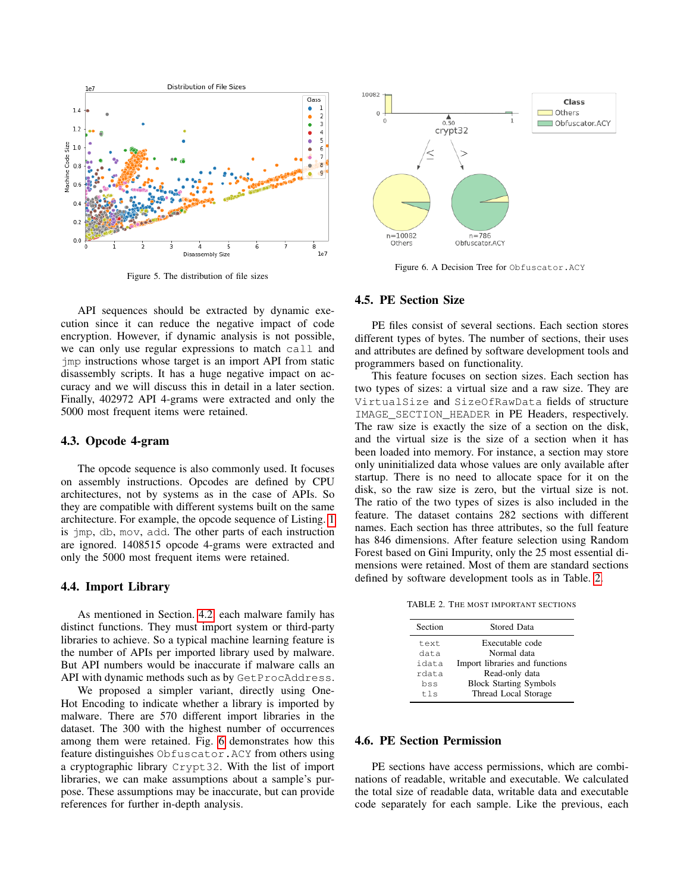Figure 5. The distribution of file sizes

Figure 6. A Decision Tree for Obfuscator.ACY

API sequences should be extracted by dynamic execution since it can reduce the negative impact of code encryption. However, if dynamic analysis is not possible, we can only use regular expressions to match `call` and `jmp` instructions whose target is an import API from static disassembly scripts. It has a huge negative impact on accuracy and we will discuss this in detail in a later section. Finally, 402972 API 4-grams were extracted and only the 5000 most frequent items were retained.

### 4.3. Opcode 4-gram

The opcode sequence is also commonly used. It focuses on assembly instructions. Opcodes are defined by CPU architectures, not by systems as in the case of APIs. So they are compatible with different systems built on the same architecture. For example, the opcode sequence of Listing. 1 is `jmp`, `db`, `mov`, `add`. The other parts of each instruction are ignored. 1408515 opcode 4-grams were extracted and only the 5000 most frequent items were retained.

### 4.4. Import Library

As mentioned in Section. 4.2, each malware family has distinct functions. They must import system or third-party libraries to achieve. So a typical machine learning feature is the number of APIs per imported library used by malware. But API numbers would be inaccurate if malware calls an API with dynamic methods such as by `GetProcAddress`.

We proposed a simpler variant, directly using One-Hot Encoding to indicate whether a library is imported by malware. There are 570 different import libraries in the dataset. The 300 with the highest number of occurrences among them were retained. Fig. 6 demonstrates how this feature distinguishes `Obfuscator.ACY` from others using a cryptographic library `Crypt32`. With the list of import libraries, we can make assumptions about a sample's purpose. These assumptions may be inaccurate, but can provide references for further in-depth analysis.

### 4.5. PE Section Size

PE files consist of several sections. Each section stores different types of bytes. The number of sections, their uses and attributes are defined by software development tools and programmers based on functionality.

This feature focuses on section sizes. Each section has two types of sizes: a virtual size and a raw size. They are `VirtualSize` and `SizeOfRawData` fields of structure `IMAGE_SECTION_HEADER` in PE Headers, respectively. The raw size is exactly the size of a section on the disk, and the virtual size is the size of a section when it has been loaded into memory. For instance, a section may store only uninitialized data whose values are only available after startup. There is no need to allocate space for it on the disk, so the raw size is zero, but the virtual size is not. The ratio of the two types of sizes is also included in the feature. The dataset contains 282 sections with different names. Each section has three attributes, so the full feature has 846 dimensions. After feature selection using Random Forest based on Gini Impurity, only the 25 most essential dimensions were retained. Most of them are standard sections defined by software development tools as in Table. 2.

TABLE 2. THE MOST IMPORTANT SECTIONS

| Section | Stored Data |
|---|---|
| `text` | Executable code |
| `data` | Normal data |
| `idata` | Import libraries and functions |
| `rdata` | Read-only data |
| `bss` | Block Starting Symbols |
| `tls` | Thread Local Storage |

### 4.6. PE Section Permission

PE sections have access permissions, which are combinations of readable, writable and executable. We calculated the total size of readable data, writable data and executable code separately for each sample. Like the previous, each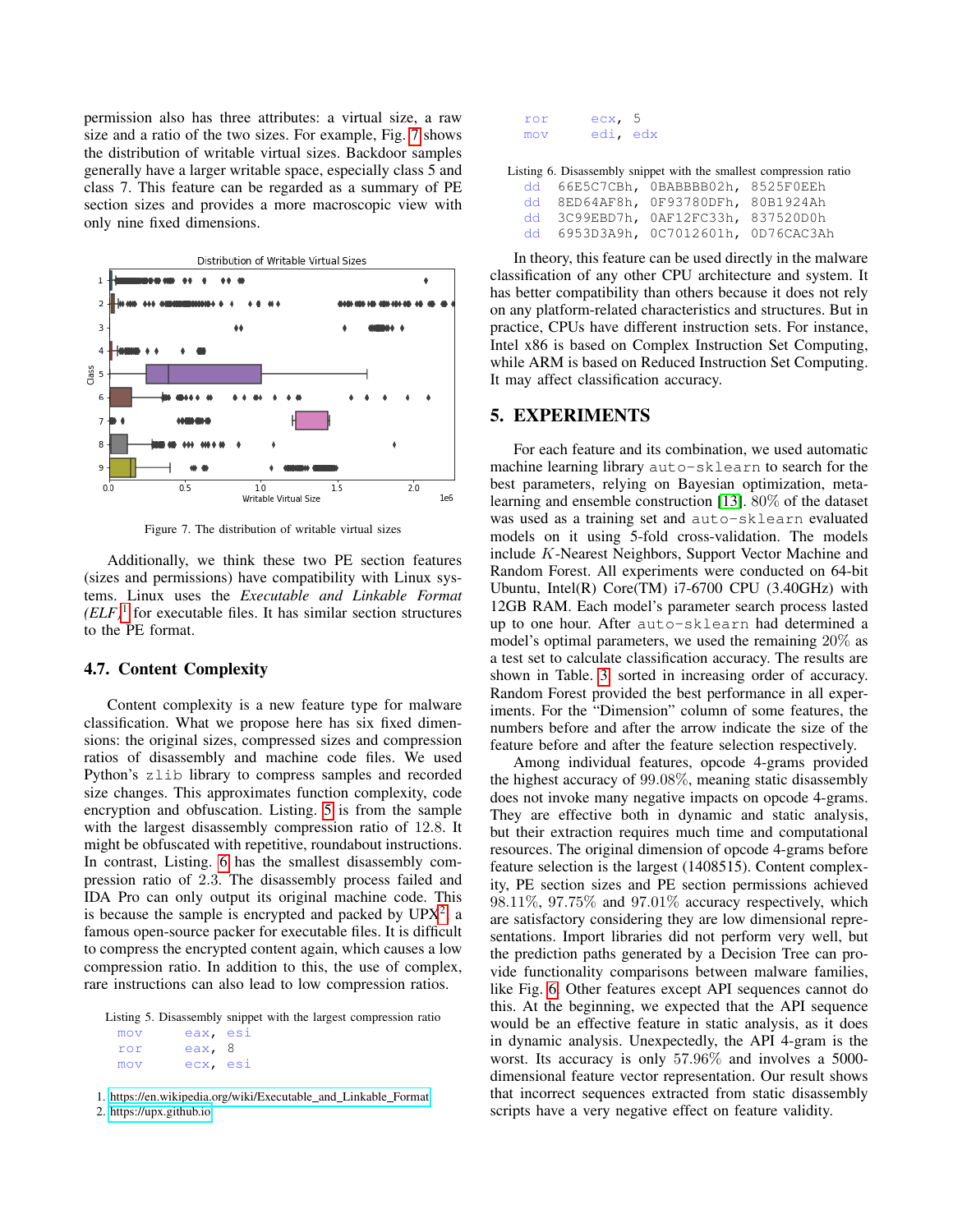permission also has three attributes: a virtual size, a raw size and a ratio of the two sizes. For example, Fig. 7 shows the distribution of writable virtual sizes. Backdoor samples generally have a larger writable space, especially class 5 and class 7. This feature can be regarded as a summary of PE section sizes and provides a more macroscopic view with only nine fixed dimensions.

Figure 7. The distribution of writable virtual sizes

Additionally, we think these two PE section features (sizes and permissions) have compatibility with Linux systems. Linux uses the *Executable and Linkable Format (ELF)*[1] for executable files. It has similar section structures to the PE format.

### 4.7. Content Complexity

Content complexity is a new feature type for malware classification. What we propose here has six fixed dimensions: the original sizes, compressed sizes and compression ratios of disassembly and machine code files. We used Python's zlib library to compress samples and recorded size changes. This approximates function complexity, code encryption and obfuscation. Listing. 5 is from the sample with the largest disassembly compression ratio of 12.8. It might be obfuscated with repetitive, roundabout instructions. In contrast, Listing. 6 has the smallest disassembly compression ratio of 2.3. The disassembly process failed and IDA Pro can only output its original machine code. This is because the sample is encrypted and packed by UPX[2], a famous open-source packer for executable files. It is difficult to compress the encrypted content again, which causes a low compression ratio. In addition to this, the use of complex, rare instructions can also lead to low compression ratios.

Listing 5. Disassembly snippet with the largest compression ratio

```
mov     eax, esi
ror     eax, 8
mov     ecx, esi
ror     ecx, 5
mov     edi, edx
```

Listing 6. Disassembly snippet with the smallest compression ratio

```
dd   66E5C7CBh, 0BABBBB02h, 8525F0EEh
dd   8ED64AF8h, 0F93780DFh, 80B1924Ah
dd   3C99EBD7h, 0AF12FC33h, 837520D0h
dd   6953D3A9h, 0C7012601h, 0D76CAC3Ah
```

In theory, this feature can be used directly in the malware classification of any other CPU architecture and system. It has better compatibility than others because it does not rely on any platform-related characteristics and structures. But in practice, CPUs have different instruction sets. For instance, Intel x86 is based on Complex Instruction Set Computing, while ARM is based on Reduced Instruction Set Computing. It may affect classification accuracy.

## 5. EXPERIMENTS

For each feature and its combination, we used automatic machine learning library auto-sklearn to search for the best parameters, relying on Bayesian optimization, meta-learning and ensemble construction [13]. 80% of the dataset was used as a training set and auto-sklearn evaluated models on it using 5-fold cross-validation. The models include $K$-Nearest Neighbors, Support Vector Machine and Random Forest. All experiments were conducted on 64-bit Ubuntu, Intel(R) Core(TM) i7-6700 CPU (3.40GHz) with 12GB RAM. Each model's parameter search process lasted up to one hour. After auto-sklearn had determined a model's optimal parameters, we used the remaining 20% as a test set to calculate classification accuracy. The results are shown in Table. 3, sorted in increasing order of accuracy. Random Forest provided the best performance in all experiments. For the "Dimension" column of some features, the numbers before and after the arrow indicate the size of the feature before and after the feature selection respectively.

Among individual features, opcode 4-grams provided the highest accuracy of 99.08%, meaning static disassembly does not invoke many negative impacts on opcode 4-grams. They are effective both in dynamic and static analysis, but their extraction requires much time and computational resources. The original dimension of opcode 4-grams before feature selection is the largest (1408515). Content complexity, PE section sizes and PE section permissions achieved 98.11%, 97.75% and 97.01% accuracy respectively, which are satisfactory considering they are low dimensional representations. Import libraries did not perform very well, but the prediction paths generated by a Decision Tree can provide functionality comparisons between malware families, like Fig. 6. Other features except API sequences cannot do this. At the beginning, we expected that the API sequence would be an effective feature in static analysis, as it does in dynamic analysis. Unexpectedly, the API 4-gram is the worst. Its accuracy is only 57.96% and involves a 5000-dimensional feature vector representation. Our result shows that incorrect sequences extracted from static disassembly scripts have a very negative effect on feature validity.

1. https://en.wikipedia.org/wiki/Executable_and_Linkable_Format
2. https://upx.github.io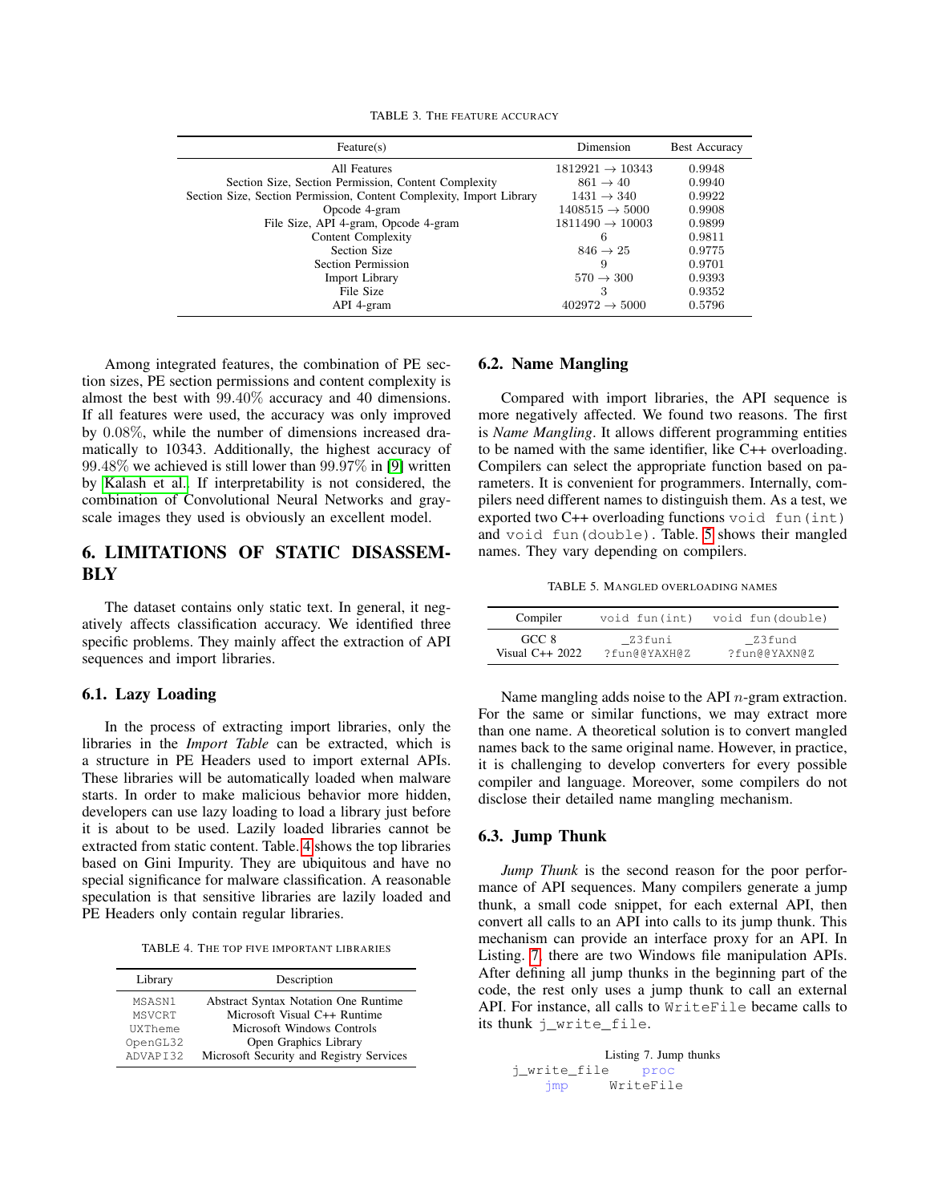TABLE 3. THE FEATURE ACCURACY

| Feature(s) | Dimension | Best Accuracy |
|---|---|---|
| All Features | $1812921 \rightarrow 10343$ | 0.9948 |
| Section Size, Section Permission, Content Complexity | $861 \rightarrow 40$ | 0.9940 |
| Section Size, Section Permission, Content Complexity, Import Library | $1431 \rightarrow 340$ | 0.9922 |
| Opcode 4-gram | $1408515 \rightarrow 5000$ | 0.9908 |
| File Size, API 4-gram, Opcode 4-gram | $1811490 \rightarrow 10003$ | 0.9899 |
| Content Complexity | 6 | 0.9811 |
| Section Size | $846 \rightarrow 25$ | 0.9775 |
| Section Permission | 9 | 0.9701 |
| Import Library | $570 \rightarrow 300$ | 0.9393 |
| File Size | 3 | 0.9352 |
| API 4-gram | $402972 \rightarrow 5000$ | 0.5796 |

Among integrated features, the combination of PE section sizes, PE section permissions and content complexity is almost the best with 99.40% accuracy and 40 dimensions. If all features were used, the accuracy was only improved by 0.08%, while the number of dimensions increased dramatically to 10343. Additionally, the highest accuracy of 99.48% we achieved is still lower than 99.97% in [9] written by Kalash et al.. If interpretability is not considered, the combination of Convolutional Neural Networks and grayscale images they used is obviously an excellent model.

## 6. LIMITATIONS OF STATIC DISASSEMBLY

The dataset contains only static text. In general, it negatively affects classification accuracy. We identified three specific problems. They mainly affect the extraction of API sequences and import libraries.

### 6.1. Lazy Loading

In the process of extracting import libraries, only the libraries in the *Import Table* can be extracted, which is a structure in PE Headers used to import external APIs. These libraries will be automatically loaded when malware starts. In order to make malicious behavior more hidden, developers can use lazy loading to load a library just before it is about to be used. Lazily loaded libraries cannot be extracted from static content. Table. 4 shows the top libraries based on Gini Impurity. They are ubiquitous and have no special significance for malware classification. A reasonable speculation is that sensitive libraries are lazily loaded and PE Headers only contain regular libraries.

TABLE 4. THE TOP FIVE IMPORTANT LIBRARIES

| Library | Description |
|---|---|
| `MSASN1` | Abstract Syntax Notation One Runtime |
| `MSVCRT` | Microsoft Visual C++ Runtime |
| `UXTheme` | Microsoft Windows Controls |
| `OpenGL32` | Open Graphics Library |
| `ADVAPI32` | Microsoft Security and Registry Services |

### 6.2. Name Mangling

Compared with import libraries, the API sequence is more negatively affected. We found two reasons. The first is *Name Mangling*. It allows different programming entities to be named with the same identifier, like C++ overloading. Compilers can select the appropriate function based on parameters. It is convenient for programmers. Internally, compilers need different names to distinguish them. As a test, we exported two C++ overloading functions `void fun(int)` and `void fun(double)`. Table. 5 shows their mangled names. They vary depending on compilers.

TABLE 5. MANGLED OVERLOADING NAMES

| Compiler | `void fun(int)` | `void fun(double)` |
|---|---|---|
| GCC 8 | `_Z3funi` | `_Z3fund` |
| Visual C++ 2022 | `?fun@@YAXH@Z` | `?fun@@YAXN@Z` |

Name mangling adds noise to the API $n$-gram extraction. For the same or similar functions, we may extract more than one name. A theoretical solution is to convert mangled names back to the same original name. However, in practice, it is challenging to develop converters for every possible compiler and language. Moreover, some compilers do not disclose their detailed name mangling mechanism.

### 6.3. Jump Thunk

*Jump Thunk* is the second reason for the poor performance of API sequences. Many compilers generate a jump thunk, a small code snippet, for each external API, then convert all calls to an API into calls to its jump thunk. This mechanism can provide an interface proxy for an API. In Listing. 7, there are two Windows file manipulation APIs. After defining all jump thunks in the beginning part of the code, the rest only uses a jump thunk to call an external API. For instance, all calls to `WriteFile` became calls to its thunk `j_write_file`.

Listing 7. Jump thunks

```
j_write_file    proc
    jmp         WriteFile
```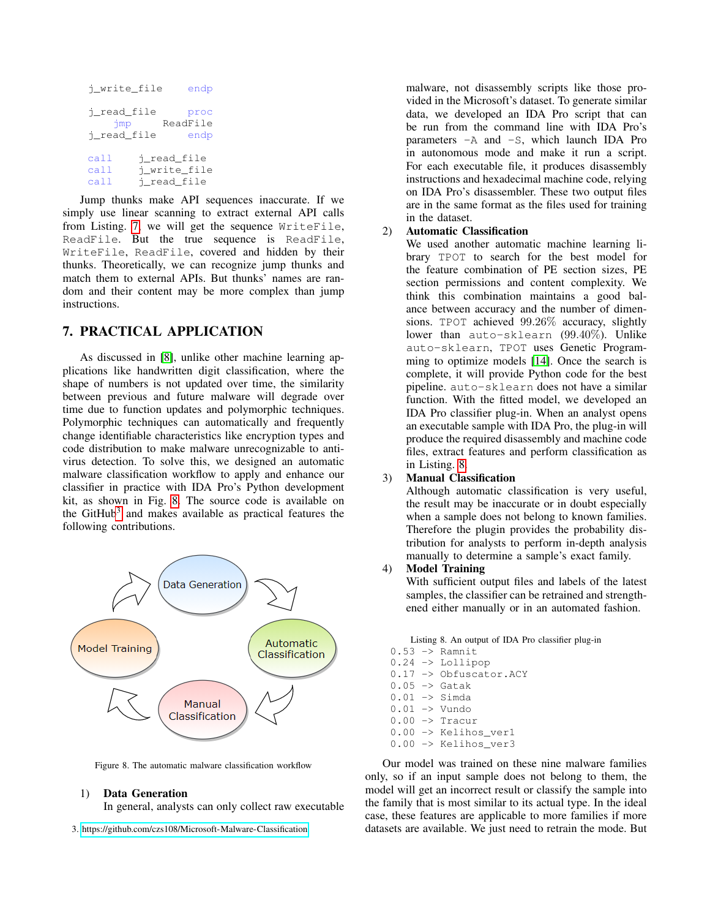```
j_write_file    endp

j_read_file     proc
    jmp     ReadFile
j_read_file     endp

call    j_read_file
call    j_write_file
call    j_read_file
```

Jump thunks make API sequences inaccurate. If we simply use linear scanning to extract external API calls from Listing. 7, we will get the sequence `WriteFile`, `ReadFile`. But the true sequence is `ReadFile`, `WriteFile`, `ReadFile`, covered and hidden by their thunks. Theoretically, we can recognize jump thunks and match them to external APIs. But thunks' names are random and their content may be more complex than jump instructions.

## 7. PRACTICAL APPLICATION

As discussed in [8], unlike other machine learning applications like handwritten digit classification, where the shape of numbers is not updated over time, the similarity between previous and future malware will degrade over time due to function updates and polymorphic techniques. Polymorphic techniques can automatically and frequently change identifiable characteristics like encryption types and code distribution to make malware unrecognizable to antivirus detection. To solve this, we designed an automatic malware classification workflow to apply and enhance our classifier in practice with IDA Pro's Python development kit, as shown in Fig. 8. The source code is available on the GitHub[3] and makes available as practical features the following contributions.

Figure 8. The automatic malware classification workflow

1) **Data Generation**
   In general, analysts can only collect raw executable malware, not disassembly scripts like those provided in the Microsoft's dataset. To generate similar data, we developed an IDA Pro script that can be run from the command line with IDA Pro's parameters `-A` and `-S`, which launch IDA Pro in autonomous mode and make it run a script. For each executable file, it produces disassembly instructions and hexadecimal machine code, relying on IDA Pro's disassembler. These two output files are in the same format as the files used for training in the dataset.
2) **Automatic Classification**
   We used another automatic machine learning library `TPOT` to search for the best model for the feature combination of PE section sizes, PE section permissions and content complexity. We think this combination maintains a good balance between accuracy and the number of dimensions. `TPOT` achieved 99.26% accuracy, slightly lower than `auto-sklearn` (99.40%). Unlike `auto-sklearn`, `TPOT` uses Genetic Programming to optimize models [14]. Once the search is complete, it will provide Python code for the best pipeline. `auto-sklearn` does not have a similar function. With the fitted model, we developed an IDA Pro classifier plug-in. When an analyst opens an executable sample with IDA Pro, the plug-in will produce the required disassembly and machine code files, extract features and perform classification as in Listing. 8.
3) **Manual Classification**
   Although automatic classification is very useful, the result may be inaccurate or in doubt especially when a sample does not belong to known families. Therefore the plugin provides the probability distribution for analysts to perform in-depth analysis manually to determine a sample's exact family.
4) **Model Training**
   With sufficient output files and labels of the latest samples, the classifier can be retrained and strengthened either manually or in an automated fashion.

Listing 8. An output of IDA Pro classifier plug-in

```
0.53 -> Ramnit
0.24 -> Lollipop
0.17 -> Obfuscator.ACY
0.05 -> Gatak
0.01 -> Simda
0.01 -> Vundo
0.00 -> Tracur
0.00 -> Kelihos_ver1
0.00 -> Kelihos_ver3
```

Our model was trained on these nine malware families only, so if an input sample does not belong to them, the model will get an incorrect result or classify the sample into the family that is most similar to its actual type. In the ideal case, these features are applicable to more families if more datasets are available. We just need to retrain the mode. But

3. https://github.com/czs108/Microsoft-Malware-Classification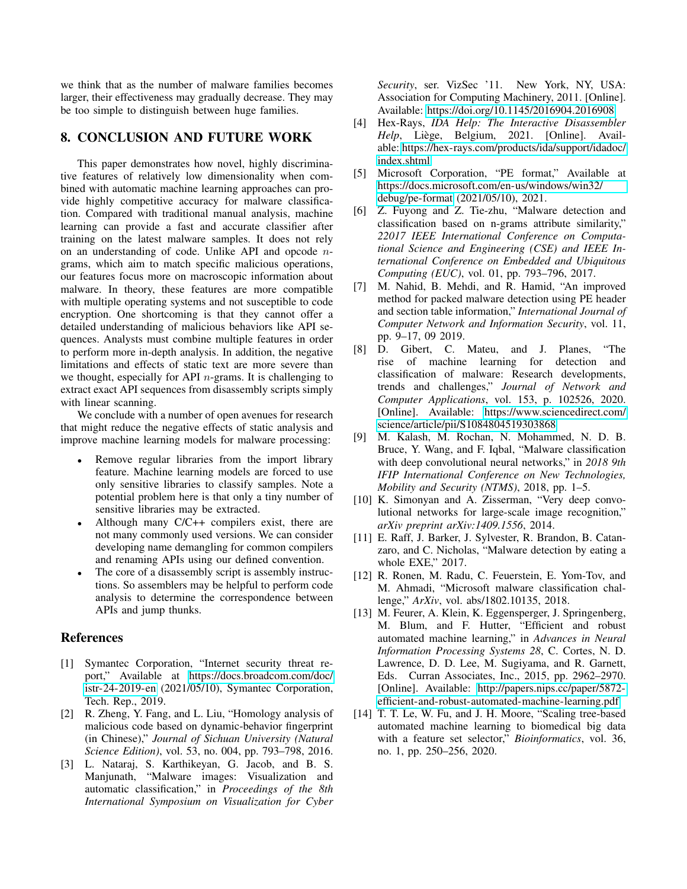we think that as the number of malware families becomes larger, their effectiveness may gradually decrease. They may be too simple to distinguish between huge families.

## 8. CONCLUSION AND FUTURE WORK

This paper demonstrates how novel, highly discriminative features of relatively low dimensionality when combined with automatic machine learning approaches can provide highly competitive accuracy for malware classification. Compared with traditional manual analysis, machine learning can provide a fast and accurate classifier after training on the latest malware samples. It does not rely on an understanding of code. Unlike API and opcode $n$-grams, which aim to match specific malicious operations, our features focus more on macroscopic information about malware. In theory, these features are more compatible with multiple operating systems and not susceptible to code encryption. One shortcoming is that they cannot offer a detailed understanding of malicious behaviors like API sequences. Analysts must combine multiple features in order to perform more in-depth analysis. In addition, the negative limitations and effects of static text are more severe than we thought, especially for API $n$-grams. It is challenging to extract exact API sequences from disassembly scripts simply with linear scanning.

We conclude with a number of open avenues for research that might reduce the negative effects of static analysis and improve machine learning models for malware processing:

- Remove regular libraries from the import library feature. Machine learning models are forced to use only sensitive libraries to classify samples. Note a potential problem here is that only a tiny number of sensitive libraries may be extracted.
- Although many C/C++ compilers exist, there are not many commonly used versions. We can consider developing name demangling for common compilers and renaming APIs using our defined convention.
- The core of a disassembly script is assembly instructions. So assemblers may be helpful to perform code analysis to determine the correspondence between APIs and jump thunks.

## References

[1] Symantec Corporation, "Internet security threat report," Available at https://docs.broadcom.com/doc/istr-24-2019-en (2021/05/10), Symantec Corporation, Tech. Rep., 2019.

[2] R. Zheng, Y. Fang, and L. Liu, "Homology analysis of malicious code based on dynamic-behavior fingerprint (in Chinese)," *Journal of Sichuan University (Natural Science Edition)*, vol. 53, no. 004, pp. 793–798, 2016.

[3] L. Nataraj, S. Karthikeyan, G. Jacob, and B. S. Manjunath, "Malware images: Visualization and automatic classification," in *Proceedings of the 8th International Symposium on Visualization for Cyber Security*, ser. VizSec '11. New York, NY, USA: Association for Computing Machinery, 2011. [Online]. Available: https://doi.org/10.1145/2016904.2016908

[4] Hex-Rays, *IDA Help: The Interactive Disassembler Help*, Liège, Belgium, 2021. [Online]. Available: https://hex-rays.com/products/ida/support/idadoc/index.shtml

[5] Microsoft Corporation, "PE format," Available at https://docs.microsoft.com/en-us/windows/win32/debug/pe-format (2021/05/10), 2021.

[6] Z. Fuyong and Z. Tie-zhu, "Malware detection and classification based on n-grams attribute similarity," *22017 IEEE International Conference on Computational Science and Engineering (CSE) and IEEE International Conference on Embedded and Ubiquitous Computing (EUC)*, vol. 01, pp. 793–796, 2017.

[7] M. Nahid, B. Mehdi, and R. Hamid, "An improved method for packed malware detection using PE header and section table information," *International Journal of Computer Network and Information Security*, vol. 11, pp. 9–17, 09 2019.

[8] D. Gibert, C. Mateu, and J. Planes, "The rise of machine learning for detection and classification of malware: Research developments, trends and challenges," *Journal of Network and Computer Applications*, vol. 153, p. 102526, 2020. [Online]. Available: https://www.sciencedirect.com/science/article/pii/S1084804519303868

[9] M. Kalash, M. Rochan, N. Mohammed, N. D. B. Bruce, Y. Wang, and F. Iqbal, "Malware classification with deep convolutional neural networks," in *2018 9th IFIP International Conference on New Technologies, Mobility and Security (NTMS)*, 2018, pp. 1–5.

[10] K. Simonyan and A. Zisserman, "Very deep convolutional networks for large-scale image recognition," *arXiv preprint arXiv:1409.1556*, 2014.

[11] E. Raff, J. Barker, J. Sylvester, R. Brandon, B. Catanzaro, and C. Nicholas, "Malware detection by eating a whole EXE," 2017.

[12] R. Ronen, M. Radu, C. Feuerstein, E. Yom-Tov, and M. Ahmadi, "Microsoft malware classification challenge," *ArXiv*, vol. abs/1802.10135, 2018.

[13] M. Feurer, A. Klein, K. Eggensperger, J. Springenberg, M. Blum, and F. Hutter, "Efficient and robust automated machine learning," in *Advances in Neural Information Processing Systems 28*, C. Cortes, N. D. Lawrence, D. D. Lee, M. Sugiyama, and R. Garnett, Eds. Curran Associates, Inc., 2015, pp. 2962–2970. [Online]. Available: http://papers.nips.cc/paper/5872-efficient-and-robust-automated-machine-learning.pdf

[14] T. T. Le, W. Fu, and J. H. Moore, "Scaling tree-based automated machine learning to biomedical big data with a feature set selector," *Bioinformatics*, vol. 36, no. 1, pp. 250–256, 2020.